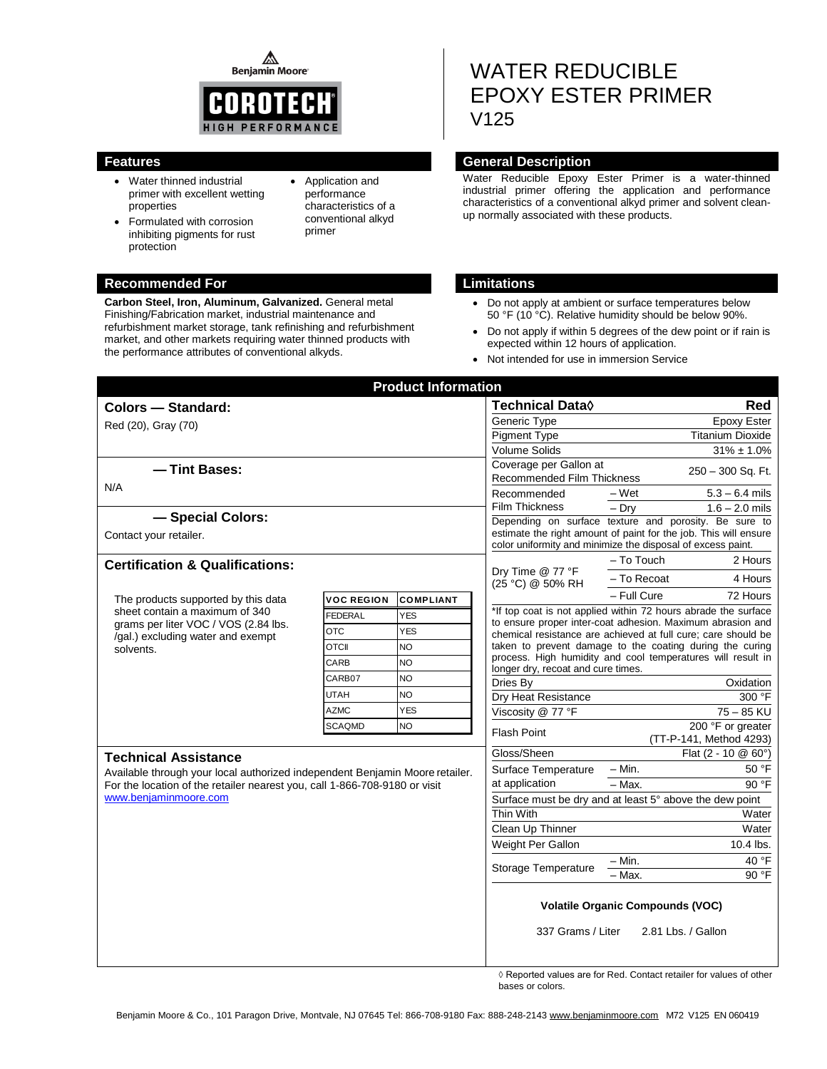Benjamin Moore

COROTECH®
HIGH PERFORMANCE

# WATER REDUCIBLE EPOXY ESTER PRIMER
# V125

## Features

- Water thinned industrial primer with excellent wetting properties
- Formulated with corrosion inhibiting pigments for rust protection
- Application and performance characteristics of a conventional alkyd primer

## General Description

Water Reducible Epoxy Ester Primer is a water-thinned industrial primer offering the application and performance characteristics of a conventional alkyd primer and solvent clean-up normally associated with these products.

## Recommended For

**Carbon Steel, Iron, Aluminum, Galvanized.** General metal Finishing/Fabrication market, industrial maintenance and refurbishment market storage, tank refinishing and refurbishment market, and other markets requiring water thinned products with the performance attributes of conventional alkyds.

## Limitations

- Do not apply at ambient or surface temperatures below 50 °F (10 °C). Relative humidity should be below 90%.
- Do not apply if within 5 degrees of the dew point or if rain is expected within 12 hours of application.
- Not intended for use in immersion Service

## Product Information

### Colors — Standard:

Red (20), Gray (70)

### — Tint Bases:

N/A

### — Special Colors:

Contact your retailer.

### Certification & Qualifications:

The products supported by this data sheet contain a maximum of 340 grams per liter VOC / VOS (2.84 lbs. /gal.) excluding water and exempt solvents.

| VOC REGION | COMPLIANT |
|---|---|
| FEDERAL | YES |
| OTC | YES |
| OTCII | NO |
| CARB | NO |
| CARB07 | NO |
| UTAH | NO |
| AZMC | YES |
| SCAQMD | NO |

### Technical Assistance

Available through your local authorized independent Benjamin Moore retailer. For the location of the retailer nearest you, call 1-866-708-9180 or visit www.benjaminmoore.com

| Technical Data◊ | | Red |
|---|---|---|
| Generic Type | | Epoxy Ester |
| Pigment Type | | Titanium Dioxide |
| Volume Solids | | 31% ± 1.0% |
| Coverage per Gallon at Recommended Film Thickness | | 250 – 300 Sq. Ft. |
| Recommended Film Thickness | – Wet | 5.3 – 6.4 mils |
| | – Dry | 1.6 – 2.0 mils |
| Depending on surface texture and porosity. Be sure to estimate the right amount of paint for the job. This will ensure color uniformity and minimize the disposal of excess paint. | | |
| Dry Time @ 77 °F (25 °C) @ 50% RH | – To Touch | 2 Hours |
| | – To Recoat | 4 Hours |
| | – Full Cure | 72 Hours |
| *If top coat is not applied within 72 hours abrade the surface to ensure proper inter-coat adhesion. Maximum abrasion and chemical resistance are achieved at full cure; care should be taken to prevent damage to the coating during the curing process. High humidity and cool temperatures will result in longer dry, recoat and cure times. | | |
| Dries By | | Oxidation |
| Dry Heat Resistance | | 300 °F |
| Viscosity @ 77 °F | | 75 – 85 KU |
| Flash Point | | 200 °F or greater (TT-P-141, Method 4293) |
| Gloss/Sheen | | Flat (2 - 10 @ 60°) |
| Surface Temperature at application | – Min. | 50 °F |
| | – Max. | 90 °F |
| Surface must be dry and at least 5° above the dew point | | |
| Thin With | | Water |
| Clean Up Thinner | | Water |
| Weight Per Gallon | | 10.4 lbs. |
| Storage Temperature | – Min. | 40 °F |
| | – Max. | 90 °F |

**Volatile Organic Compounds (VOC)**

337 Grams / Liter 2.81 Lbs. / Gallon

◊ Reported values are for Red. Contact retailer for values of other bases or colors.

Benjamin Moore & Co., 101 Paragon Drive, Montvale, NJ 07645 Tel: 866-708-9180 Fax: 888-248-2143 www.benjaminmoore.com M72 V125 EN 060419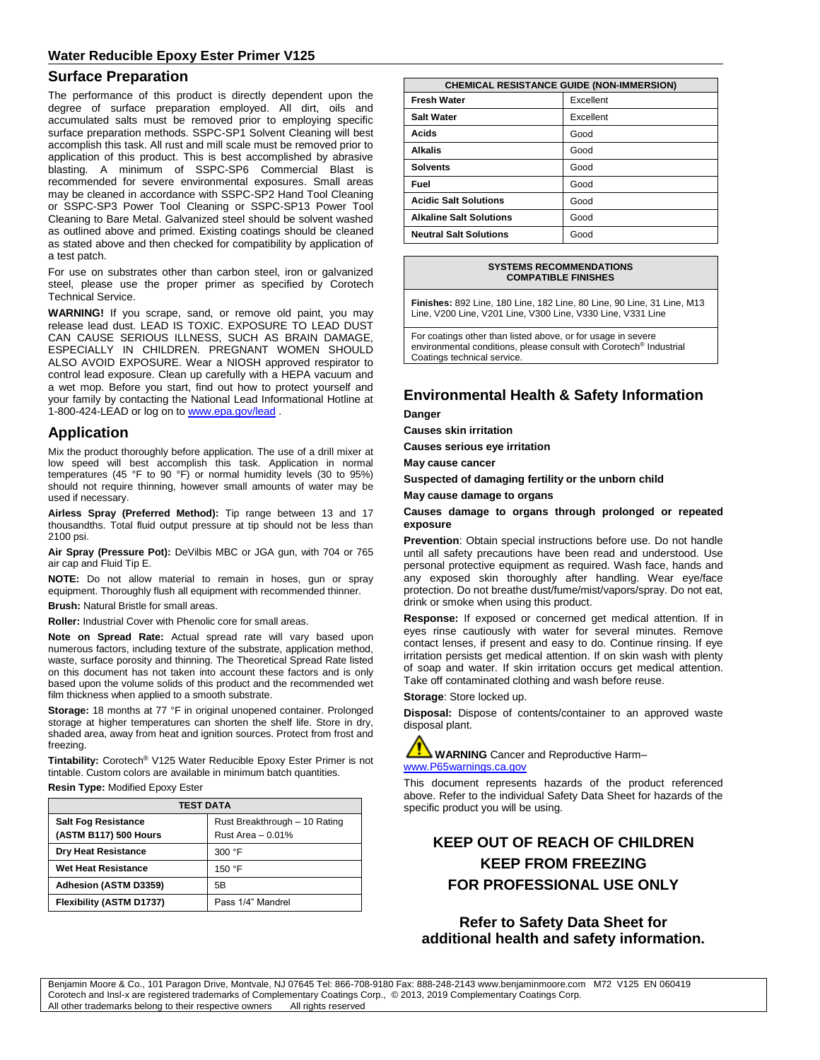## Water Reducible Epoxy Ester Primer V125

## Surface Preparation

The performance of this product is directly dependent upon the degree of surface preparation employed. All dirt, oils and accumulated salts must be removed prior to employing specific surface preparation methods. SSPC-SP1 Solvent Cleaning will best accomplish this task. All rust and mill scale must be removed prior to application of this product. This is best accomplished by abrasive blasting. A minimum of SSPC-SP6 Commercial Blast is recommended for severe environmental exposures. Small areas may be cleaned in accordance with SSPC-SP2 Hand Tool Cleaning or SSPC-SP3 Power Tool Cleaning or SSPC-SP13 Power Tool Cleaning to Bare Metal. Galvanized steel should be solvent washed as outlined above and primed. Existing coatings should be cleaned as stated above and then checked for compatibility by application of a test patch.

For use on substrates other than carbon steel, iron or galvanized steel, please use the proper primer as specified by Corotech Technical Service.

**WARNING!** If you scrape, sand, or remove old paint, you may release lead dust. LEAD IS TOXIC. EXPOSURE TO LEAD DUST CAN CAUSE SERIOUS ILLNESS, SUCH AS BRAIN DAMAGE, ESPECIALLY IN CHILDREN. PREGNANT WOMEN SHOULD ALSO AVOID EXPOSURE. Wear a NIOSH approved respirator to control lead exposure. Clean up carefully with a HEPA vacuum and a wet mop. Before you start, find out how to protect yourself and your family by contacting the National Lead Informational Hotline at 1-800-424-LEAD or log on to www.epa.gov/lead .

## Application

Mix the product thoroughly before application. The use of a drill mixer at low speed will best accomplish this task. Application in normal temperatures (45 °F to 90 °F) or normal humidity levels (30 to 95%) should not require thinning, however small amounts of water may be used if necessary.

**Airless Spray (Preferred Method):** Tip range between 13 and 17 thousandths. Total fluid output pressure at tip should not be less than 2100 psi.

**Air Spray (Pressure Pot):** DeVilbis MBC or JGA gun, with 704 or 765 air cap and Fluid Tip E.

**NOTE:** Do not allow material to remain in hoses, gun or spray equipment. Thoroughly flush all equipment with recommended thinner.

**Brush:** Natural Bristle for small areas.

**Roller:** Industrial Cover with Phenolic core for small areas.

**Note on Spread Rate:** Actual spread rate will vary based upon numerous factors, including texture of the substrate, application method, waste, surface porosity and thinning. The Theoretical Spread Rate listed on this document has not taken into account these factors and is only based upon the volume solids of this product and the recommended wet film thickness when applied to a smooth substrate.

**Storage:** 18 months at 77 °F in original unopened container. Prolonged storage at higher temperatures can shorten the shelf life. Store in dry, shaded area, away from heat and ignition sources. Protect from frost and freezing.

**Tintability:** Corotech® V125 Water Reducible Epoxy Ester Primer is not tintable. Custom colors are available in minimum batch quantities.

**Resin Type:** Modified Epoxy Ester

| TEST DATA | |
|---|---|
| **Salt Fog Resistance (ASTM B117) 500 Hours** | Rust Breakthrough – 10 Rating<br>Rust Area – 0.01% |
| **Dry Heat Resistance** | 300 °F |
| **Wet Heat Resistance** | 150 °F |
| **Adhesion (ASTM D3359)** | 5B |
| **Flexibility (ASTM D1737)** | Pass 1/4" Mandrel |

| CHEMICAL RESISTANCE GUIDE (NON-IMMERSION) | |
|---|---|
| **Fresh Water** | Excellent |
| **Salt Water** | Excellent |
| **Acids** | Good |
| **Alkalis** | Good |
| **Solvents** | Good |
| **Fuel** | Good |
| **Acidic Salt Solutions** | Good |
| **Alkaline Salt Solutions** | Good |
| **Neutral Salt Solutions** | Good |

**SYSTEMS RECOMMENDATIONS**
**COMPATIBLE FINISHES**

**Finishes:** 892 Line, 180 Line, 182 Line, 80 Line, 90 Line, 31 Line, M13 Line, V200 Line, V201 Line, V300 Line, V330 Line, V331 Line

For coatings other than listed above, or for usage in severe environmental conditions, please consult with Corotech® Industrial Coatings technical service.

## Environmental Health & Safety Information

**Danger**

**Causes skin irritation**

**Causes serious eye irritation**

**May cause cancer**

**Suspected of damaging fertility or the unborn child**

**May cause damage to organs**

**Causes damage to organs through prolonged or repeated exposure**

**Prevention**: Obtain special instructions before use. Do not handle until all safety precautions have been read and understood. Use personal protective equipment as required. Wash face, hands and any exposed skin thoroughly after handling. Wear eye/face protection. Do not breathe dust/fume/mist/vapors/spray. Do not eat, drink or smoke when using this product.

**Response:** If exposed or concerned get medical attention. If in eyes rinse cautiously with water for several minutes. Remove contact lenses, if present and easy to do. Continue rinsing. If eye irritation persists get medical attention. If on skin wash with plenty of soap and water. If skin irritation occurs get medical attention. Take off contaminated clothing and wash before reuse.

**Storage**: Store locked up.

**Disposal:** Dispose of contents/container to an approved waste disposal plant.

**WARNING** Cancer and Reproductive Harm– www.P65warnings.ca.gov

This document represents hazards of the product referenced above. Refer to the individual Safety Data Sheet for hazards of the specific product you will be using.

**KEEP OUT OF REACH OF CHILDREN**
**KEEP FROM FREEZING**
**FOR PROFESSIONAL USE ONLY**

**Refer to Safety Data Sheet for additional health and safety information.**

Benjamin Moore & Co., 101 Paragon Drive, Montvale, NJ 07645 Tel: 866-708-9180 Fax: 888-248-2143 www.benjaminmoore.com M72 V125 EN 060419
Corotech and Insl-x are registered trademarks of Complementary Coatings Corp., © 2013, 2019 Complementary Coatings Corp.
All other trademarks belong to their respective owners All rights reserved